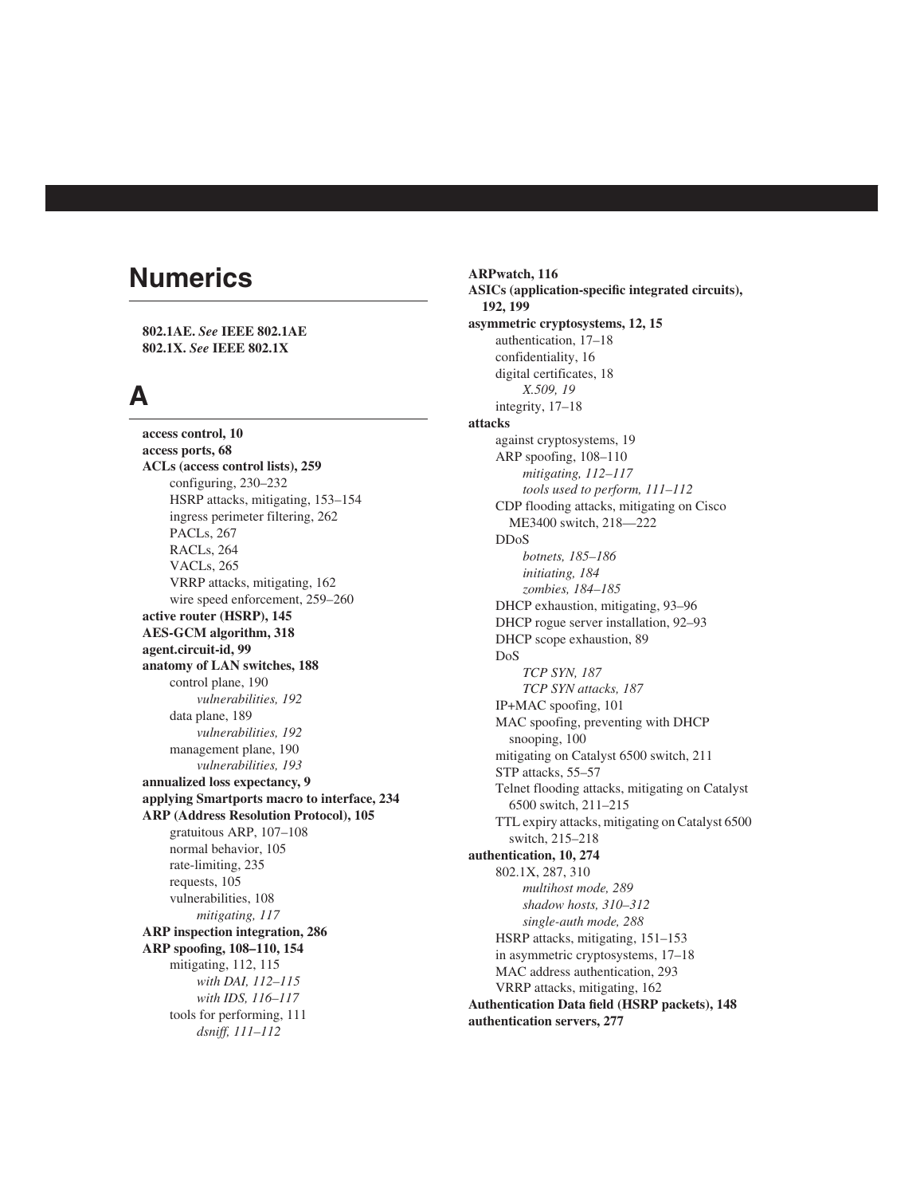## Numerics

**802.1AE.** ***See*** **IEEE 802.1AE**
**802.1X.** ***See*** **IEEE 802.1X**

## A

**access control, 10**
**access ports, 68**
**ACLs (access control lists), 259**
- configuring, 230–232
- HSRP attacks, mitigating, 153–154
- ingress perimeter filtering, 262
- PACLs, 267
- RACLs, 264
- VACLs, 265
- VRRP attacks, mitigating, 162
- wire speed enforcement, 259–260

**active router (HSRP), 145**
**AES-GCM algorithm, 318**
**agent.circuit-id, 99**
**anatomy of LAN switches, 188**
- control plane, 190
  - *vulnerabilities, 192*
- data plane, 189
  - *vulnerabilities, 192*
- management plane, 190
  - *vulnerabilities, 193*

**annualized loss expectancy, 9**
**applying Smartports macro to interface, 234**
**ARP (Address Resolution Protocol), 105**
- gratuitous ARP, 107–108
- normal behavior, 105
- rate-limiting, 235
- requests, 105
- vulnerabilities, 108
  - *mitigating, 117*

**ARP inspection integration, 286**
**ARP spoofing, 108–110, 154**
- mitigating, 112, 115
  - *with DAI, 112–115*
  - *with IDS, 116–117*
- tools for performing, 111
  - *dsniff, 111–112*

**ARPwatch, 116**
**ASICs (application-specific integrated circuits), 192, 199**
**asymmetric cryptosystems, 12, 15**
- authentication, 17–18
- confidentiality, 16
- digital certificates, 18
  - *X.509, 19*
- integrity, 17–18

**attacks**
- against cryptosystems, 19
- ARP spoofing, 108–110
  - *mitigating, 112–117*
  - *tools used to perform, 111–112*
- CDP flooding attacks, mitigating on Cisco ME3400 switch, 218—222
- DDoS
  - *botnets, 185–186*
  - *initiating, 184*
  - *zombies, 184–185*
- DHCP exhaustion, mitigating, 93–96
- DHCP rogue server installation, 92–93
- DHCP scope exhaustion, 89
- DoS
  - *TCP SYN, 187*
  - *TCP SYN attacks, 187*
- IP+MAC spoofing, 101
- MAC spoofing, preventing with DHCP snooping, 100
- mitigating on Catalyst 6500 switch, 211
- STP attacks, 55–57
- Telnet flooding attacks, mitigating on Catalyst 6500 switch, 211–215
- TTL expiry attacks, mitigating on Catalyst 6500 switch, 215–218

**authentication, 10, 274**
- 802.1X, 287, 310
  - *multihost mode, 289*
  - *shadow hosts, 310–312*
  - *single-auth mode, 288*
- HSRP attacks, mitigating, 151–153
- in asymmetric cryptosystems, 17–18
- MAC address authentication, 293
- VRRP attacks, mitigating, 162

**Authentication Data field (HSRP packets), 148**
**authentication servers, 277**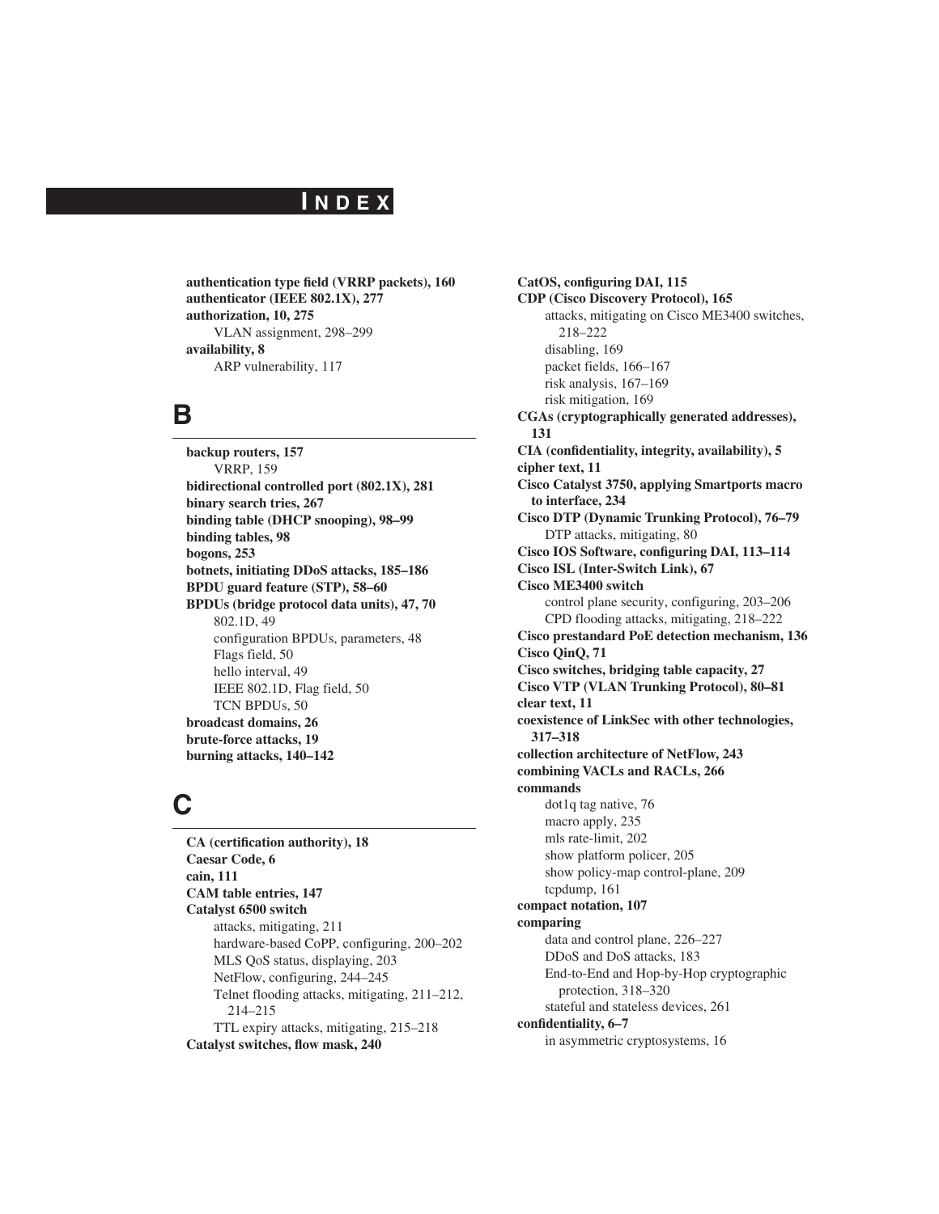# INDEX

**authentication type field (VRRP packets), 160**
**authenticator (IEEE 802.1X), 277**
**authorization, 10, 275**
- VLAN assignment, 298–299

**availability, 8**
- ARP vulnerability, 117

## B

**backup routers, 157**
- VRRP, 159

**bidirectional controlled port (802.1X), 281**
**binary search tries, 267**
**binding table (DHCP snooping), 98–99**
**binding tables, 98**
**bogons, 253**
**botnets, initiating DDoS attacks, 185–186**
**BPDU guard feature (STP), 58–60**
**BPDUs (bridge protocol data units), 47, 70**
- 802.1D, 49
- configuration BPDUs, parameters, 48
- Flags field, 50
- hello interval, 49
- IEEE 802.1D, Flag field, 50
- TCN BPDUs, 50

**broadcast domains, 26**
**brute-force attacks, 19**
**burning attacks, 140–142**

## C

**CA (certification authority), 18**
**Caesar Code, 6**
**cain, 111**
**CAM table entries, 147**
**Catalyst 6500 switch**
- attacks, mitigating, 211
- hardware-based CoPP, configuring, 200–202
- MLS QoS status, displaying, 203
- NetFlow, configuring, 244–245
- Telnet flooding attacks, mitigating, 211–212, 214–215
- TTL expiry attacks, mitigating, 215–218

**Catalyst switches, flow mask, 240**
**CatOS, configuring DAI, 115**
**CDP (Cisco Discovery Protocol), 165**
- attacks, mitigating on Cisco ME3400 switches, 218–222
- disabling, 169
- packet fields, 166–167
- risk analysis, 167–169
- risk mitigation, 169

**CGAs (cryptographically generated addresses), 131**
**CIA (confidentiality, integrity, availability), 5**
**cipher text, 11**
**Cisco Catalyst 3750, applying Smartports macro to interface, 234**
**Cisco DTP (Dynamic Trunking Protocol), 76–79**
- DTP attacks, mitigating, 80

**Cisco IOS Software, configuring DAI, 113–114**
**Cisco ISL (Inter-Switch Link), 67**
**Cisco ME3400 switch**
- control plane security, configuring, 203–206
- CPD flooding attacks, mitigating, 218–222

**Cisco prestandard PoE detection mechanism, 136**
**Cisco QinQ, 71**
**Cisco switches, bridging table capacity, 27**
**Cisco VTP (VLAN Trunking Protocol), 80–81**
**clear text, 11**
**coexistence of LinkSec with other technologies, 317–318**
**collection architecture of NetFlow, 243**
**combining VACLs and RACLs, 266**
**commands**
- dot1q tag native, 76
- macro apply, 235
- mls rate-limit, 202
- show platform policer, 205
- show policy-map control-plane, 209
- tcpdump, 161

**compact notation, 107**
**comparing**
- data and control plane, 226–227
- DDoS and DoS attacks, 183
- End-to-End and Hop-by-Hop cryptographic protection, 318–320
- stateful and stateless devices, 261

**confidentiality, 6–7**
- in asymmetric cryptosystems, 16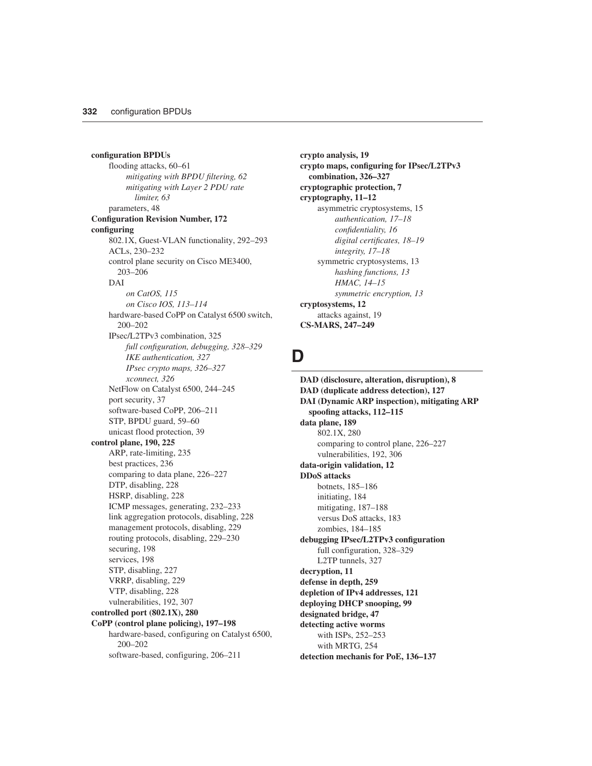**configuration BPDUs**
- flooding attacks, 60–61
  - *mitigating with BPDU filtering, 62*
  - *mitigating with Layer 2 PDU rate limiter, 63*
- parameters, 48

**Configuration Revision Number, 172**

**configuring**
- 802.1X, Guest-VLAN functionality, 292–293
- ACLs, 230–232
- control plane security on Cisco ME3400, 203–206
- DAI
  - *on CatOS, 115*
  - *on Cisco IOS, 113–114*
- hardware-based CoPP on Catalyst 6500 switch, 200–202
- IPsec/L2TPv3 combination, 325
  - *full configuration, debugging, 328–329*
  - *IKE authentication, 327*
  - *IPsec crypto maps, 326–327*
  - *xconnect, 326*
- NetFlow on Catalyst 6500, 244–245
- port security, 37
- software-based CoPP, 206–211
- STP, BPDU guard, 59–60
- unicast flood protection, 39

**control plane, 190, 225**
- ARP, rate-limiting, 235
- best practices, 236
- comparing to data plane, 226–227
- DTP, disabling, 228
- HSRP, disabling, 228
- ICMP messages, generating, 232–233
- link aggregation protocols, disabling, 228
- management protocols, disabling, 229
- routing protocols, disabling, 229–230
- securing, 198
- services, 198
- STP, disabling, 227
- VRRP, disabling, 229
- VTP, disabling, 228
- vulnerabilities, 192, 307

**controlled port (802.1X), 280**

**CoPP (control plane policing), 197–198**
- hardware-based, configuring on Catalyst 6500, 200–202
- software-based, configuring, 206–211

**crypto analysis, 19**

**crypto maps, configuring for IPsec/L2TPv3 combination, 326–327**

**cryptographic protection, 7**

**cryptography, 11–12**
- asymmetric cryptosystems, 15
  - *authentication, 17–18*
  - *confidentiality, 16*
  - *digital certificates, 18–19*
  - *integrity, 17–18*
- symmetric cryptosystems, 13
  - *hashing functions, 13*
  - *HMAC, 14–15*
  - *symmetric encryption, 13*

**cryptosystems, 12**
- attacks against, 19

**CS-MARS, 247–249**

# D

**DAD (disclosure, alteration, disruption), 8**

**DAD (duplicate address detection), 127**

**DAI (Dynamic ARP inspection), mitigating ARP spoofing attacks, 112–115**

**data plane, 189**
- 802.1X, 280
- comparing to control plane, 226–227
- vulnerabilities, 192, 306

**data-origin validation, 12**

**DDoS attacks**
- botnets, 185–186
- initiating, 184
- mitigating, 187–188
- versus DoS attacks, 183
- zombies, 184–185

**debugging IPsec/L2TPv3 configuration**
- full configuration, 328–329
- L2TP tunnels, 327

**decryption, 11**

**defense in depth, 259**

**depletion of IPv4 addresses, 121**

**deploying DHCP snooping, 99**

**designated bridge, 47**

**detecting active worms**
- with ISPs, 252–253
- with MRTG, 254

**detection mechanis for PoE, 136–137**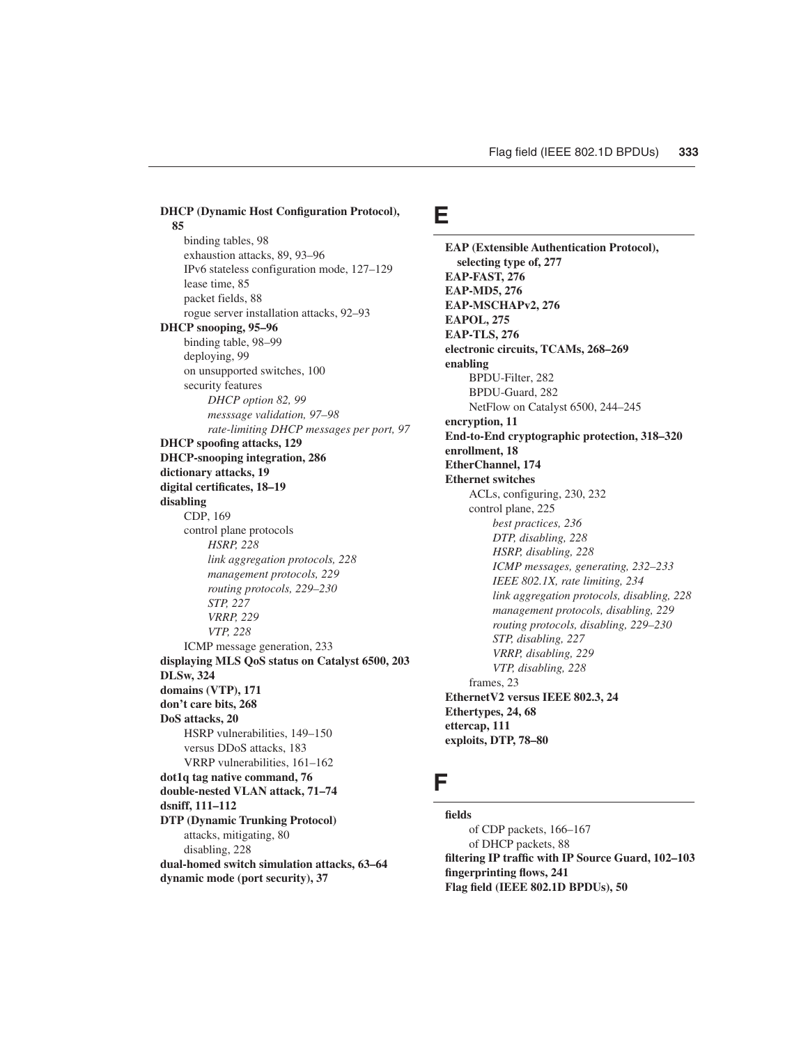**DHCP (Dynamic Host Configuration Protocol), 85**
- binding tables, 98
- exhaustion attacks, 89, 93–96
- IPv6 stateless configuration mode, 127–129
- lease time, 85
- packet fields, 88
- rogue server installation attacks, 92–93

**DHCP snooping, 95–96**
- binding table, 98–99
- deploying, 99
- on unsupported switches, 100
- security features
  - *DHCP option 82, 99*
  - *messsage validation, 97–98*
  - *rate-limiting DHCP messages per port, 97*

**DHCP spoofing attacks, 129**

**DHCP-snooping integration, 286**

**dictionary attacks, 19**

**digital certificates, 18–19**

**disabling**
- CDP, 169
- control plane protocols
  - *HSRP, 228*
  - *link aggregation protocols, 228*
  - *management protocols, 229*
  - *routing protocols, 229–230*
  - *STP, 227*
  - *VRRP, 229*
  - *VTP, 228*
- ICMP message generation, 233

**displaying MLS QoS status on Catalyst 6500, 203**

**DLSw, 324**

**domains (VTP), 171**

**don't care bits, 268**

**DoS attacks, 20**
- HSRP vulnerabilities, 149–150
- versus DDoS attacks, 183
- VRRP vulnerabilities, 161–162

**dot1q tag native command, 76**

**double-nested VLAN attack, 71–74**

**dsniff, 111–112**

**DTP (Dynamic Trunking Protocol)**
- attacks, mitigating, 80
- disabling, 228

**dual-homed switch simulation attacks, 63–64**

**dynamic mode (port security), 37**

# E

**EAP (Extensible Authentication Protocol), selecting type of, 277**

**EAP-FAST, 276**

**EAP-MD5, 276**

**EAP-MSCHAPv2, 276**

**EAPOL, 275**

**EAP-TLS, 276**

**electronic circuits, TCAMs, 268–269**

**enabling**
- BPDU-Filter, 282
- BPDU-Guard, 282
- NetFlow on Catalyst 6500, 244–245

**encryption, 11**

**End-to-End cryptographic protection, 318–320**

**enrollment, 18**

**EtherChannel, 174**

**Ethernet switches**
- ACLs, configuring, 230, 232
- control plane, 225
  - *best practices, 236*
  - *DTP, disabling, 228*
  - *HSRP, disabling, 228*
  - *ICMP messages, generating, 232–233*
  - *IEEE 802.1X, rate limiting, 234*
  - *link aggregation protocols, disabling, 228*
  - *management protocols, disabling, 229*
  - *routing protocols, disabling, 229–230*
  - *STP, disabling, 227*
  - *VRRP, disabling, 229*
  - *VTP, disabling, 228*
- frames, 23

**EthernetV2 versus IEEE 802.3, 24**

**Ethertypes, 24, 68**

**ettercap, 111**

**exploits, DTP, 78–80**

# F

**fields**
- of CDP packets, 166–167
- of DHCP packets, 88

**filtering IP traffic with IP Source Guard, 102–103**

**fingerprinting flows, 241**

**Flag field (IEEE 802.1D BPDUs), 50**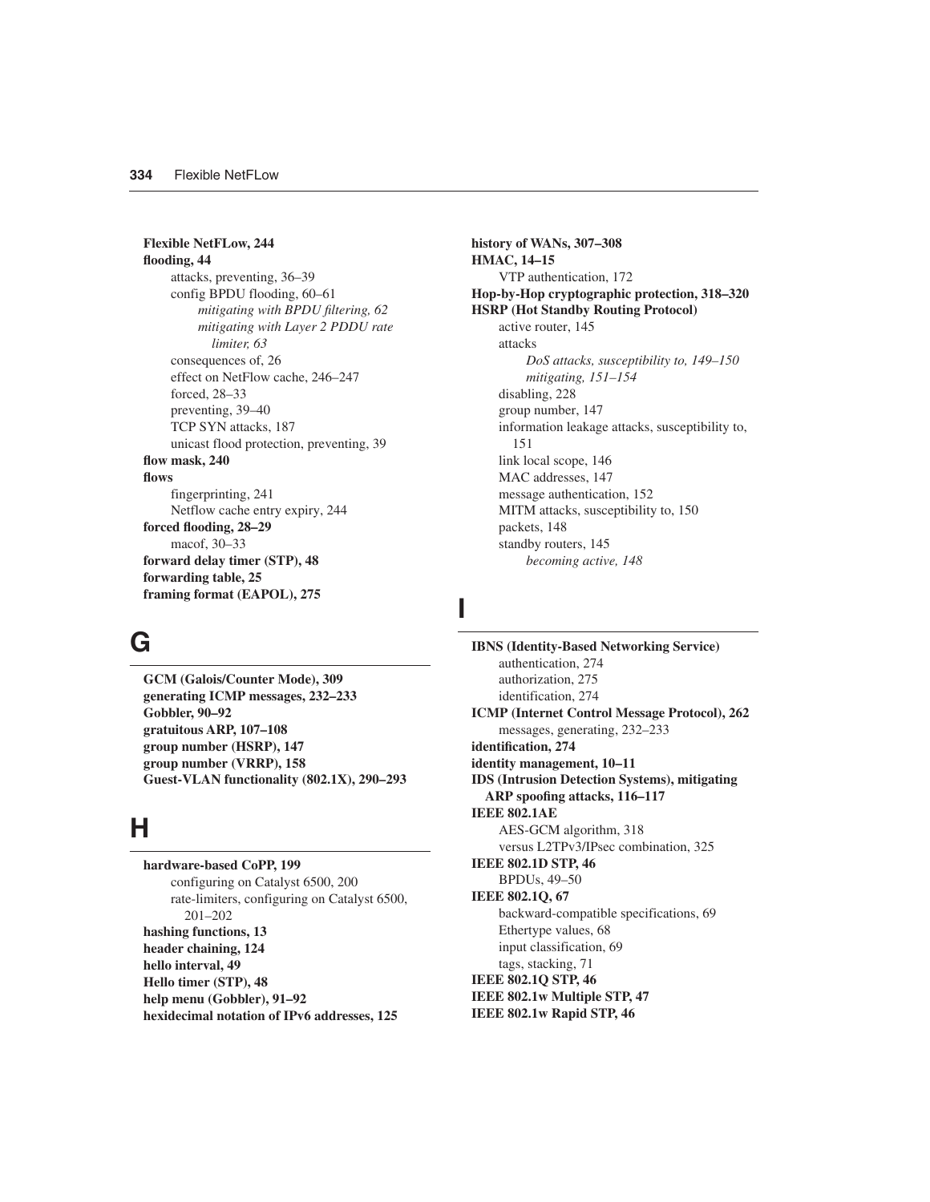**Flexible NetFLow, 244**
**flooding, 44**
- attacks, preventing, 36–39
- config BPDU flooding, 60–61
  - *mitigating with BPDU filtering, 62*
  - *mitigating with Layer 2 PDDU rate limiter, 63*
- consequences of, 26
- effect on NetFlow cache, 246–247
- forced, 28–33
- preventing, 39–40
- TCP SYN attacks, 187
- unicast flood protection, preventing, 39

**flow mask, 240**
**flows**
- fingerprinting, 241
- Netflow cache entry expiry, 244

**forced flooding, 28–29**
- macof, 30–33

**forward delay timer (STP), 48**
**forwarding table, 25**
**framing format (EAPOL), 275**

## G

**GCM (Galois/Counter Mode), 309**
**generating ICMP messages, 232–233**
**Gobbler, 90–92**
**gratuitous ARP, 107–108**
**group number (HSRP), 147**
**group number (VRRP), 158**
**Guest-VLAN functionality (802.1X), 290–293**

## H

**hardware-based CoPP, 199**
- configuring on Catalyst 6500, 200
- rate-limiters, configuring on Catalyst 6500, 201–202

**hashing functions, 13**
**header chaining, 124**
**hello interval, 49**
**Hello timer (STP), 48**
**help menu (Gobbler), 91–92**
**hexidecimal notation of IPv6 addresses, 125**
**history of WANs, 307–308**
**HMAC, 14–15**
- VTP authentication, 172

**Hop-by-Hop cryptographic protection, 318–320**
**HSRP (Hot Standby Routing Protocol)**
- active router, 145
- attacks
  - *DoS attacks, susceptibility to, 149–150*
  - *mitigating, 151–154*
- disabling, 228
- group number, 147
- information leakage attacks, susceptibility to, 151
- link local scope, 146
- MAC addresses, 147
- message authentication, 152
- MITM attacks, susceptibility to, 150
- packets, 148
- standby routers, 145
  - *becoming active, 148*

## I

**IBNS (Identity-Based Networking Service)**
- authentication, 274
- authorization, 275
- identification, 274

**ICMP (Internet Control Message Protocol), 262**
- messages, generating, 232–233

**identification, 274**
**identity management, 10–11**
**IDS (Intrusion Detection Systems), mitigating ARP spoofing attacks, 116–117**
**IEEE 802.1AE**
- AES-GCM algorithm, 318
- versus L2TPv3/IPsec combination, 325

**IEEE 802.1D STP, 46**
- BPDUs, 49–50

**IEEE 802.1Q, 67**
- backward-compatible specifications, 69
- Ethertype values, 68
- input classification, 69
- tags, stacking, 71

**IEEE 802.1Q STP, 46**
**IEEE 802.1w Multiple STP, 47**
**IEEE 802.1w Rapid STP, 46**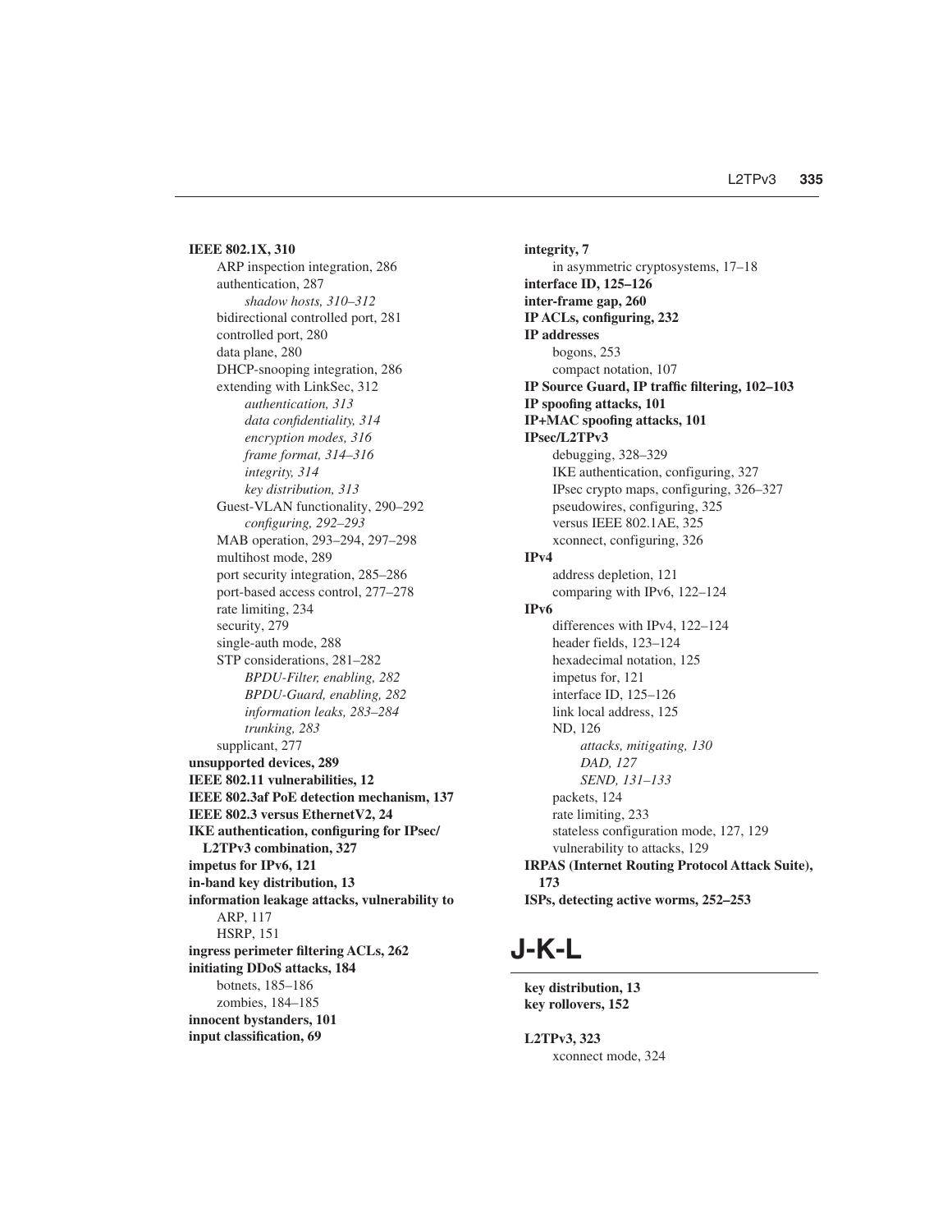**IEEE 802.1X, 310**
- ARP inspection integration, 286
- authentication, 287
  - *shadow hosts, 310–312*
- bidirectional controlled port, 281
- controlled port, 280
- data plane, 280
- DHCP-snooping integration, 286
- extending with LinkSec, 312
  - *authentication, 313*
  - *data confidentiality, 314*
  - *encryption modes, 316*
  - *frame format, 314–316*
  - *integrity, 314*
  - *key distribution, 313*
- Guest-VLAN functionality, 290–292
  - *configuring, 292–293*
- MAB operation, 293–294, 297–298
- multihost mode, 289
- port security integration, 285–286
- port-based access control, 277–278
- rate limiting, 234
- security, 279
- single-auth mode, 288
- STP considerations, 281–282
  - *BPDU-Filter, enabling, 282*
  - *BPDU-Guard, enabling, 282*
  - *information leaks, 283–284*
  - *trunking, 283*
- supplicant, 277

**unsupported devices, 289**
**IEEE 802.11 vulnerabilities, 12**
**IEEE 802.3af PoE detection mechanism, 137**
**IEEE 802.3 versus EthernetV2, 24**
**IKE authentication, configuring for IPsec/L2TPv3 combination, 327**
**impetus for IPv6, 121**
**in-band key distribution, 13**
**information leakage attacks, vulnerability to**
- ARP, 117
- HSRP, 151

**ingress perimeter filtering ACLs, 262**
**initiating DDoS attacks, 184**
- botnets, 185–186
- zombies, 184–185

**innocent bystanders, 101**
**input classification, 69**
**integrity, 7**
- in asymmetric cryptosystems, 17–18

**interface ID, 125–126**
**inter-frame gap, 260**
**IP ACLs, configuring, 232**
**IP addresses**
- bogons, 253
- compact notation, 107

**IP Source Guard, IP traffic filtering, 102–103**
**IP spoofing attacks, 101**
**IP+MAC spoofing attacks, 101**
**IPsec/L2TPv3**
- debugging, 328–329
- IKE authentication, configuring, 327
- IPsec crypto maps, configuring, 326–327
- pseudowires, configuring, 325
- versus IEEE 802.1AE, 325
- xconnect, configuring, 326

**IPv4**
- address depletion, 121
- comparing with IPv6, 122–124

**IPv6**
- differences with IPv4, 122–124
- header fields, 123–124
- hexadecimal notation, 125
- impetus for, 121
- interface ID, 125–126
- link local address, 125
- ND, 126
  - *attacks, mitigating, 130*
  - *DAD, 127*
  - *SEND, 131–133*
- packets, 124
- rate limiting, 233
- stateless configuration mode, 127, 129
- vulnerability to attacks, 129

**IRPAS (Internet Routing Protocol Attack Suite), 173**
**ISPs, detecting active worms, 252–253**

# J-K-L

**key distribution, 13**
**key rollovers, 152**

**L2TPv3, 323**
- xconnect mode, 324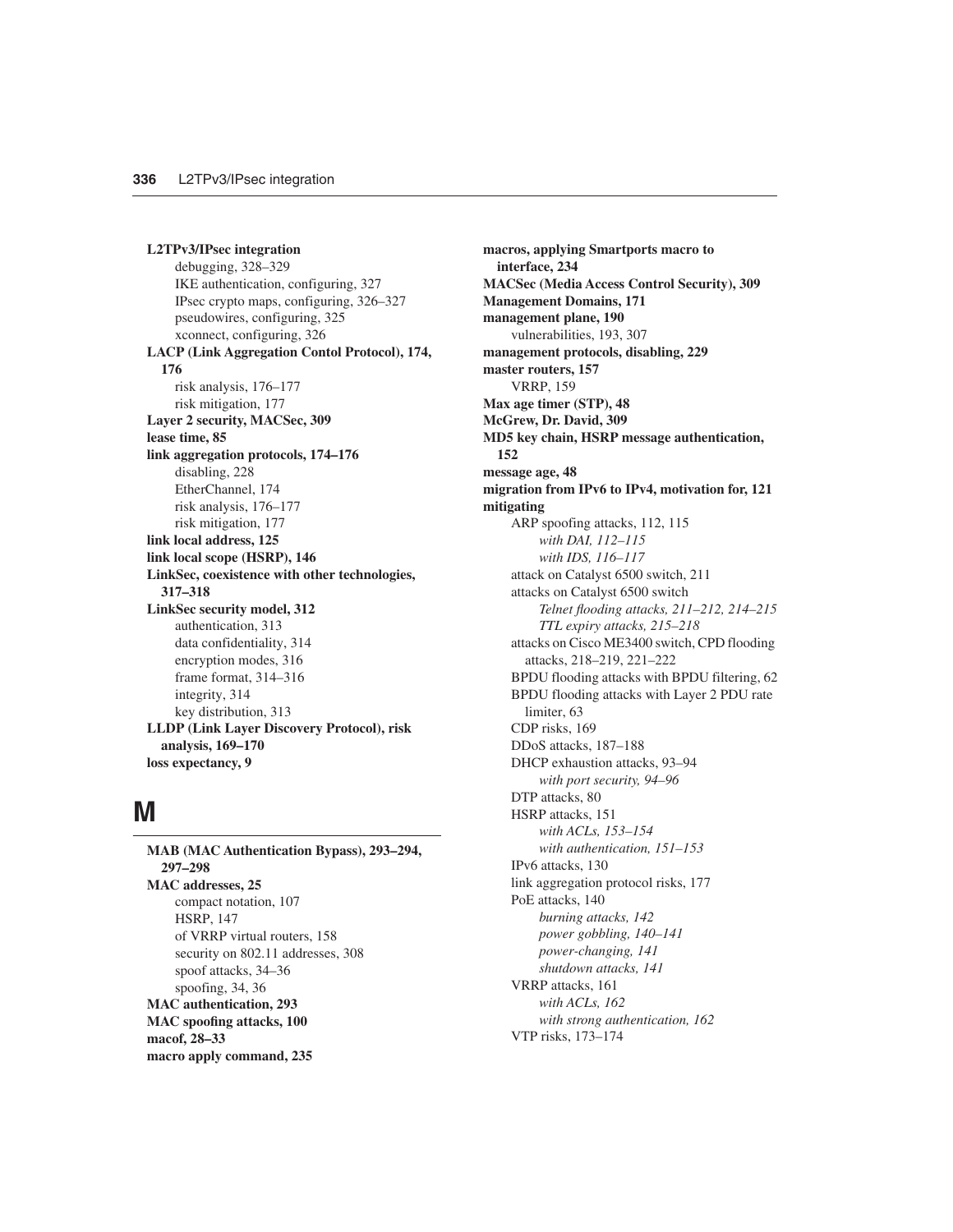**L2TPv3/IPsec integration**
- debugging, 328–329
- IKE authentication, configuring, 327
- IPsec crypto maps, configuring, 326–327
- pseudowires, configuring, 325
- xconnect, configuring, 326

**LACP (Link Aggregation Contol Protocol), 174, 176**
- risk analysis, 176–177
- risk mitigation, 177

**Layer 2 security, MACSec, 309**

**lease time, 85**

**link aggregation protocols, 174–176**
- disabling, 228
- EtherChannel, 174
- risk analysis, 176–177
- risk mitigation, 177

**link local address, 125**

**link local scope (HSRP), 146**

**LinkSec, coexistence with other technologies, 317–318**

**LinkSec security model, 312**
- authentication, 313
- data confidentiality, 314
- encryption modes, 316
- frame format, 314–316
- integrity, 314
- key distribution, 313

**LLDP (Link Layer Discovery Protocol), risk analysis, 169–170**

**loss expectancy, 9**

# M

**MAB (MAC Authentication Bypass), 293–294, 297–298**

**MAC addresses, 25**
- compact notation, 107
- HSRP, 147
- of VRRP virtual routers, 158
- security on 802.11 addresses, 308
- spoof attacks, 34–36
- spoofing, 34, 36

**MAC authentication, 293**

**MAC spoofing attacks, 100**

**macof, 28–33**

**macro apply command, 235**

**macros, applying Smartports macro to interface, 234**

**MACSec (Media Access Control Security), 309**

**Management Domains, 171**

**management plane, 190**
- vulnerabilities, 193, 307

**management protocols, disabling, 229**

**master routers, 157**
- VRRP, 159

**Max age timer (STP), 48**

**McGrew, Dr. David, 309**

**MD5 key chain, HSRP message authentication, 152**

**message age, 48**

**migration from IPv6 to IPv4, motivation for, 121**

**mitigating**
- ARP spoofing attacks, 112, 115
  - *with DAI, 112–115*
  - *with IDS, 116–117*
- attack on Catalyst 6500 switch, 211
- attacks on Catalyst 6500 switch
  - *Telnet flooding attacks, 211–212, 214–215*
  - *TTL expiry attacks, 215–218*
- attacks on Cisco ME3400 switch, CPD flooding attacks, 218–219, 221–222
- BPDU flooding attacks with BPDU filtering, 62
- BPDU flooding attacks with Layer 2 PDU rate limiter, 63
- CDP risks, 169
- DDoS attacks, 187–188
- DHCP exhaustion attacks, 93–94
  - *with port security, 94–96*
- DTP attacks, 80
- HSRP attacks, 151
  - *with ACLs, 153–154*
  - *with authentication, 151–153*
- IPv6 attacks, 130
- link aggregation protocol risks, 177
- PoE attacks, 140
  - *burning attacks, 142*
  - *power gobbling, 140–141*
  - *power-changing, 141*
  - *shutdown attacks, 141*
- VRRP attacks, 161
  - *with ACLs, 162*
  - *with strong authentication, 162*
- VTP risks, 173–174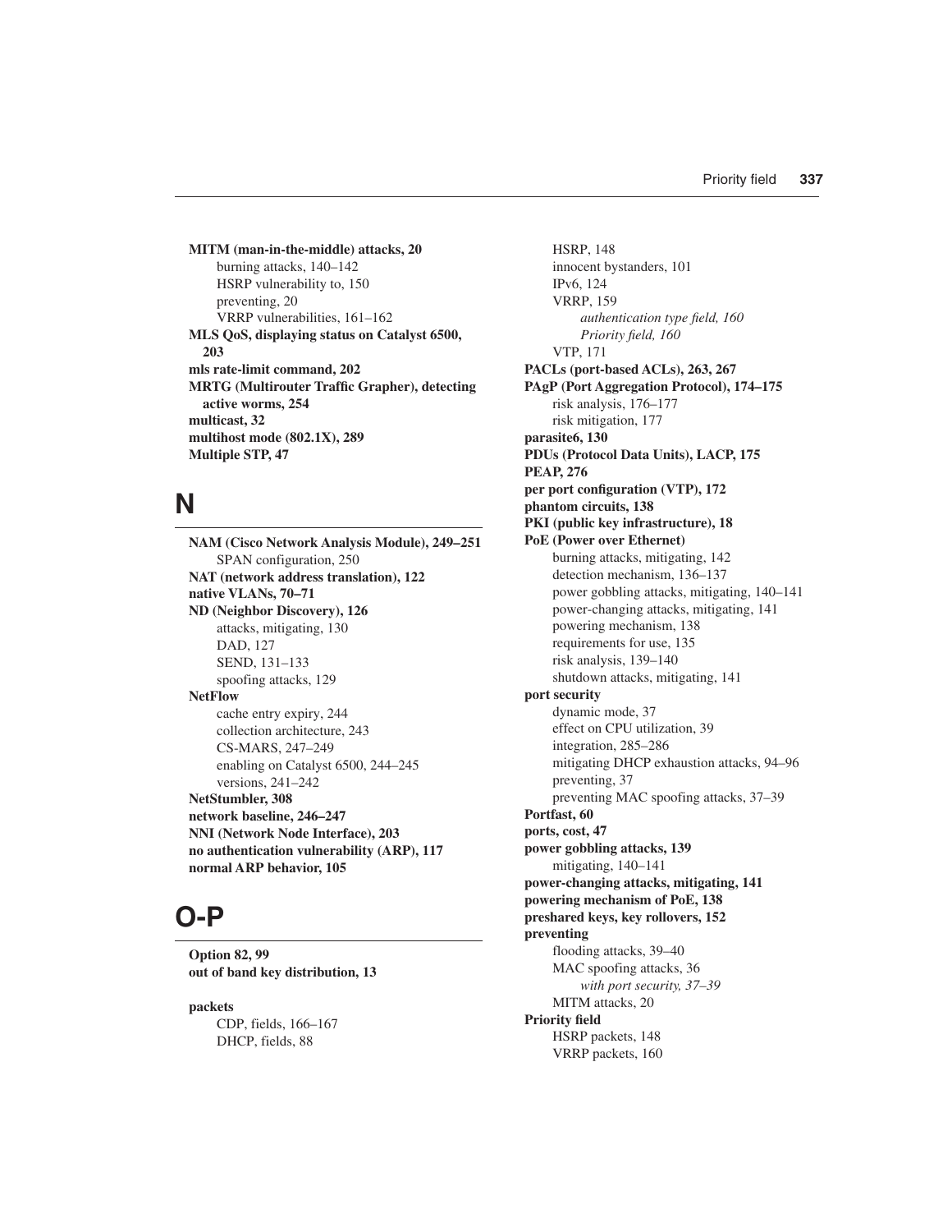**MITM (man-in-the-middle) attacks, 20**
- burning attacks, 140–142
- HSRP vulnerability to, 150
- preventing, 20
- VRRP vulnerabilities, 161–162

**MLS QoS, displaying status on Catalyst 6500, 203**
**mls rate-limit command, 202**
**MRTG (Multirouter Traffic Grapher), detecting active worms, 254**
**multicast, 32**
**multihost mode (802.1X), 289**
**Multiple STP, 47**

## N

**NAM (Cisco Network Analysis Module), 249–251**
- SPAN configuration, 250

**NAT (network address translation), 122**
**native VLANs, 70–71**
**ND (Neighbor Discovery), 126**
- attacks, mitigating, 130
- DAD, 127
- SEND, 131–133
- spoofing attacks, 129

**NetFlow**
- cache entry expiry, 244
- collection architecture, 243
- CS-MARS, 247–249
- enabling on Catalyst 6500, 244–245
- versions, 241–242

**NetStumbler, 308**
**network baseline, 246–247**
**NNI (Network Node Interface), 203**
**no authentication vulnerability (ARP), 117**
**normal ARP behavior, 105**

## O-P

**Option 82, 99**
**out of band key distribution, 13**

**packets**
- CDP, fields, 166–167
- DHCP, fields, 88
- HSRP, 148
- innocent bystanders, 101
- IPv6, 124
- VRRP, 159
  - *authentication type field, 160*
  - *Priority field, 160*
- VTP, 171

**PACLs (port-based ACLs), 263, 267**
**PAgP (Port Aggregation Protocol), 174–175**
- risk analysis, 176–177
- risk mitigation, 177

**parasite6, 130**
**PDUs (Protocol Data Units), LACP, 175**
**PEAP, 276**
**per port configuration (VTP), 172**
**phantom circuits, 138**
**PKI (public key infrastructure), 18**
**PoE (Power over Ethernet)**
- burning attacks, mitigating, 142
- detection mechanism, 136–137
- power gobbling attacks, mitigating, 140–141
- power-changing attacks, mitigating, 141
- powering mechanism, 138
- requirements for use, 135
- risk analysis, 139–140
- shutdown attacks, mitigating, 141

**port security**
- dynamic mode, 37
- effect on CPU utilization, 39
- integration, 285–286
- mitigating DHCP exhaustion attacks, 94–96
- preventing, 37
- preventing MAC spoofing attacks, 37–39

**Portfast, 60**
**ports, cost, 47**
**power gobbling attacks, 139**
- mitigating, 140–141

**power-changing attacks, mitigating, 141**
**powering mechanism of PoE, 138**
**preshared keys, key rollovers, 152**
**preventing**
- flooding attacks, 39–40
- MAC spoofing attacks, 36
  - *with port security, 37–39*
- MITM attacks, 20

**Priority field**
- HSRP packets, 148
- VRRP packets, 160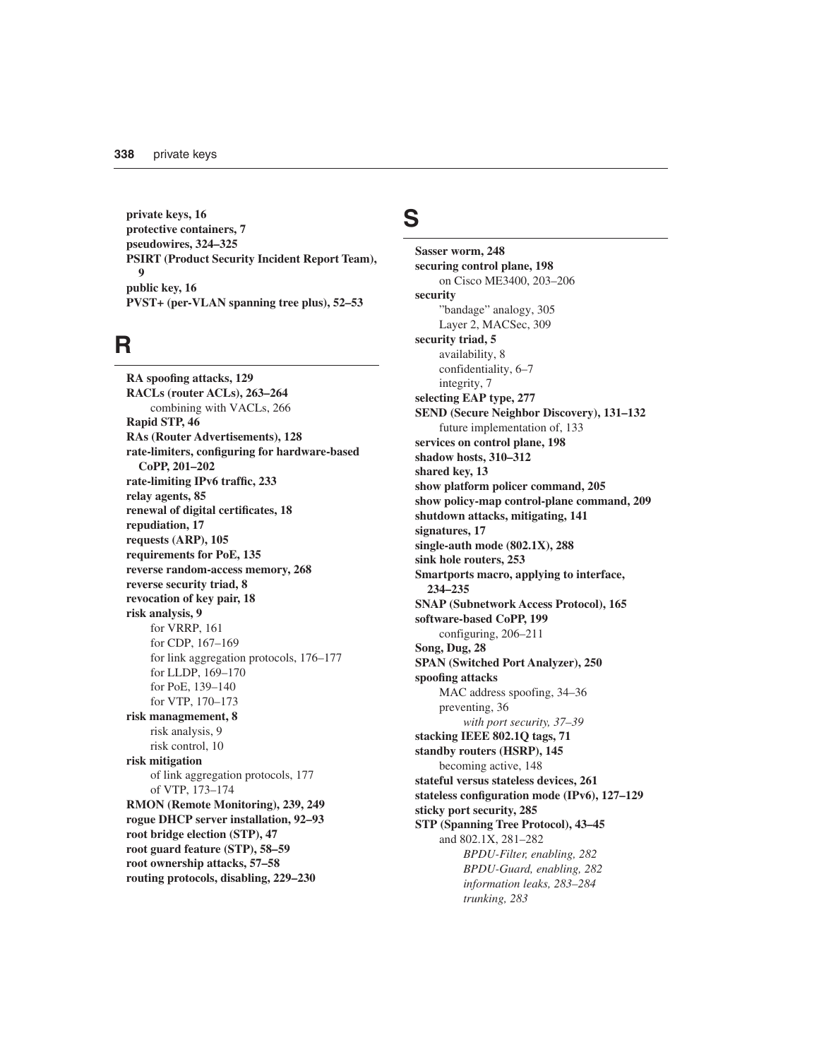**private keys, 16**
**protective containers, 7**
**pseudowires, 324–325**
**PSIRT (Product Security Incident Report Team), 9**
**public key, 16**
**PVST+ (per-VLAN spanning tree plus), 52–53**

## R

**RA spoofing attacks, 129**
**RACLs (router ACLs), 263–264**
- combining with VACLs, 266

**Rapid STP, 46**
**RAs (Router Advertisements), 128**
**rate-limiters, configuring for hardware-based CoPP, 201–202**
**rate-limiting IPv6 traffic, 233**
**relay agents, 85**
**renewal of digital certificates, 18**
**repudiation, 17**
**requests (ARP), 105**
**requirements for PoE, 135**
**reverse random-access memory, 268**
**reverse security triad, 8**
**revocation of key pair, 18**
**risk analysis, 9**
- for VRRP, 161
- for CDP, 167–169
- for link aggregation protocols, 176–177
- for LLDP, 169–170
- for PoE, 139–140
- for VTP, 170–173

**risk managmement, 8**
- risk analysis, 9
- risk control, 10

**risk mitigation**
- of link aggregation protocols, 177
- of VTP, 173–174

**RMON (Remote Monitoring), 239, 249**
**rogue DHCP server installation, 92–93**
**root bridge election (STP), 47**
**root guard feature (STP), 58–59**
**root ownership attacks, 57–58**
**routing protocols, disabling, 229–230**

## S

**Sasser worm, 248**
**securing control plane, 198**
- on Cisco ME3400, 203–206

**security**
- "bandage" analogy, 305
- Layer 2, MACSec, 309

**security triad, 5**
- availability, 8
- confidentiality, 6–7
- integrity, 7

**selecting EAP type, 277**
**SEND (Secure Neighbor Discovery), 131–132**
- future implementation of, 133

**services on control plane, 198**
**shadow hosts, 310–312**
**shared key, 13**
**show platform policer command, 205**
**show policy-map control-plane command, 209**
**shutdown attacks, mitigating, 141**
**signatures, 17**
**single-auth mode (802.1X), 288**
**sink hole routers, 253**
**Smartports macro, applying to interface, 234–235**
**SNAP (Subnetwork Access Protocol), 165**
**software-based CoPP, 199**
- configuring, 206–211

**Song, Dug, 28**
**SPAN (Switched Port Analyzer), 250**
**spoofing attacks**
- MAC address spoofing, 34–36
- preventing, 36
  - *with port security, 37–39*

**stacking IEEE 802.1Q tags, 71**
**standby routers (HSRP), 145**
- becoming active, 148

**stateful versus stateless devices, 261**
**stateless configuration mode (IPv6), 127–129**
**sticky port security, 285**
**STP (Spanning Tree Protocol), 43–45**
- and 802.1X, 281–282
  - *BPDU-Filter, enabling, 282*
  - *BPDU-Guard, enabling, 282*
  - *information leaks, 283–284*
  - *trunking, 283*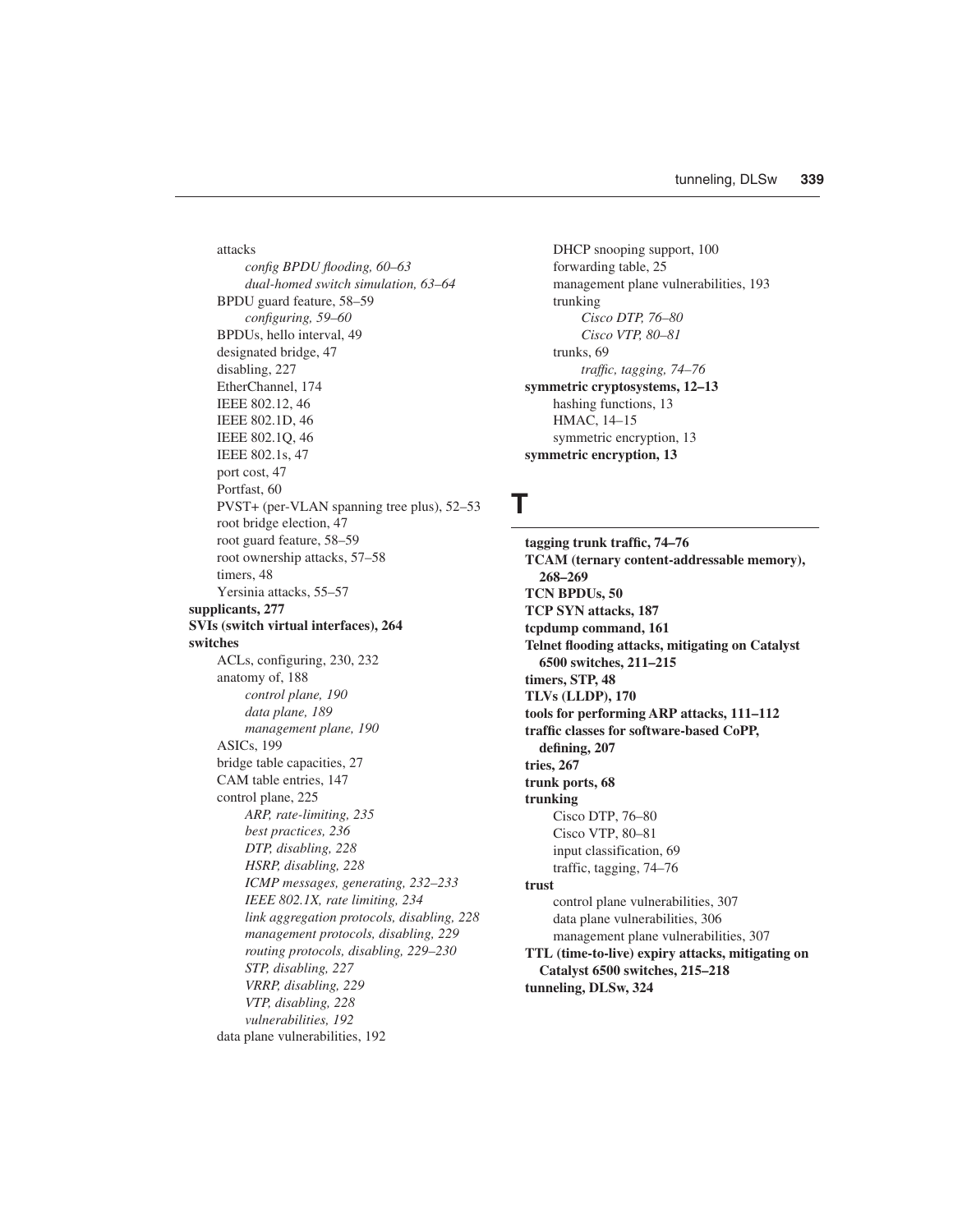attacks

*config BPDU flooding, 60–63*

*dual-homed switch simulation, 63–64*

BPDU guard feature, 58–59

*configuring, 59–60*

BPDUs, hello interval, 49

designated bridge, 47

disabling, 227

EtherChannel, 174

IEEE 802.12, 46

IEEE 802.1D, 46

IEEE 802.1Q, 46

IEEE 802.1s, 47

port cost, 47

Portfast, 60

PVST+ (per-VLAN spanning tree plus), 52–53

root bridge election, 47

root guard feature, 58–59

root ownership attacks, 57–58

timers, 48

Yersinia attacks, 55–57

**supplicants, 277**

**SVIs (switch virtual interfaces), 264**

**switches**

ACLs, configuring, 230, 232

anatomy of, 188

*control plane, 190*

*data plane, 189*

*management plane, 190*

ASICs, 199

bridge table capacities, 27

CAM table entries, 147

control plane, 225

*ARP, rate-limiting, 235*

*best practices, 236*

*DTP, disabling, 228*

*HSRP, disabling, 228*

*ICMP messages, generating, 232–233*

*IEEE 802.1X, rate limiting, 234*

*link aggregation protocols, disabling, 228*

*management protocols, disabling, 229*

*routing protocols, disabling, 229–230*

*STP, disabling, 227*

*VRRP, disabling, 229*

*VTP, disabling, 228*

*vulnerabilities, 192*

data plane vulnerabilities, 192

DHCP snooping support, 100

forwarding table, 25

management plane vulnerabilities, 193

trunking

*Cisco DTP, 76–80*

*Cisco VTP, 80–81*

trunks, 69

*traffic, tagging, 74–76*

**symmetric cryptosystems, 12–13**

hashing functions, 13

HMAC, 14–15

symmetric encryption, 13

**symmetric encryption, 13**

# T

**tagging trunk traffic, 74–76**

**TCAM (ternary content-addressable memory), 268–269**

**TCN BPDUs, 50**

**TCP SYN attacks, 187**

**tcpdump command, 161**

**Telnet flooding attacks, mitigating on Catalyst 6500 switches, 211–215**

**timers, STP, 48**

**TLVs (LLDP), 170**

**tools for performing ARP attacks, 111–112**

**traffic classes for software-based CoPP, defining, 207**

**tries, 267**

**trunk ports, 68**

**trunking**

Cisco DTP, 76–80

Cisco VTP, 80–81

input classification, 69

traffic, tagging, 74–76

**trust**

control plane vulnerabilities, 307

data plane vulnerabilities, 306

management plane vulnerabilities, 307

**TTL (time-to-live) expiry attacks, mitigating on Catalyst 6500 switches, 215–218**

**tunneling, DLSw, 324**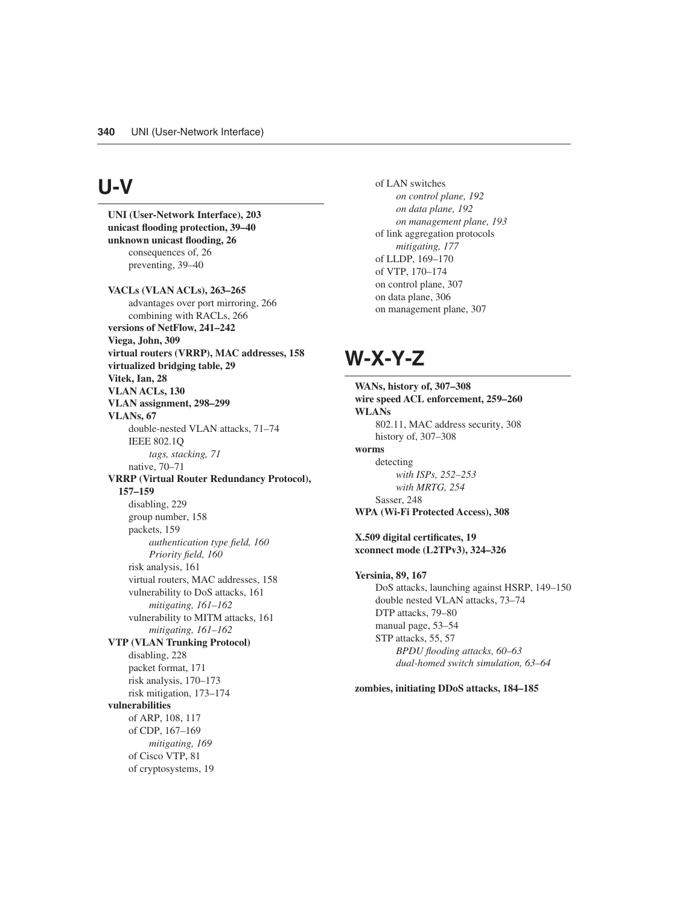## U-V

**UNI (User-Network Interface), 203**
**unicast flooding protection, 39–40**
**unknown unicast flooding, 26**
- consequences of, 26
- preventing, 39–40

**VACLs (VLAN ACLs), 263–265**
- advantages over port mirroring, 266
- combining with RACLs, 266

**versions of NetFlow, 241–242**
**Viega, John, 309**
**virtual routers (VRRP), MAC addresses, 158**
**virtualized bridging table, 29**
**Vitek, Ian, 28**
**VLAN ACLs, 130**
**VLAN assignment, 298–299**
**VLANs, 67**
- double-nested VLAN attacks, 71–74
- IEEE 802.1Q
  - *tags, stacking, 71*
- native, 70–71

**VRRP (Virtual Router Redundancy Protocol), 157–159**
- disabling, 229
- group number, 158
- packets, 159
  - *authentication type field, 160*
  - *Priority field, 160*
- risk analysis, 161
- virtual routers, MAC addresses, 158
- vulnerability to DoS attacks, 161
  - *mitigating, 161–162*
- vulnerability to MITM attacks, 161
  - *mitigating, 161–162*

**VTP (VLAN Trunking Protocol)**
- disabling, 228
- packet format, 171
- risk analysis, 170–173
- risk mitigation, 173–174

**vulnerabilities**
- of ARP, 108, 117
- of CDP, 167–169
  - *mitigating, 169*
- of Cisco VTP, 81
- of cryptosystems, 19
- of LAN switches
  - *on control plane, 192*
  - *on data plane, 192*
  - *on management plane, 193*
- of link aggregation protocols
  - *mitigating, 177*
- of LLDP, 169–170
- of VTP, 170–174
- on control plane, 307
- on data plane, 306
- on management plane, 307

## W-X-Y-Z

**WANs, history of, 307–308**
**wire speed ACL enforcement, 259–260**
**WLANs**
- 802.11, MAC address security, 308
- history of, 307–308

**worms**
- detecting
  - *with ISPs, 252–253*
  - *with MRTG, 254*
- Sasser, 248

**WPA (Wi-Fi Protected Access), 308**

**X.509 digital certificates, 19**
**xconnect mode (L2TPv3), 324–326**

**Yersinia, 89, 167**
- DoS attacks, launching against HSRP, 149–150
- double nested VLAN attacks, 73–74
- DTP attacks, 79–80
- manual page, 53–54
- STP attacks, 55, 57
  - *BPDU flooding attacks, 60–63*
  - *dual-homed switch simulation, 63–64*

**zombies, initiating DDoS attacks, 184–185**